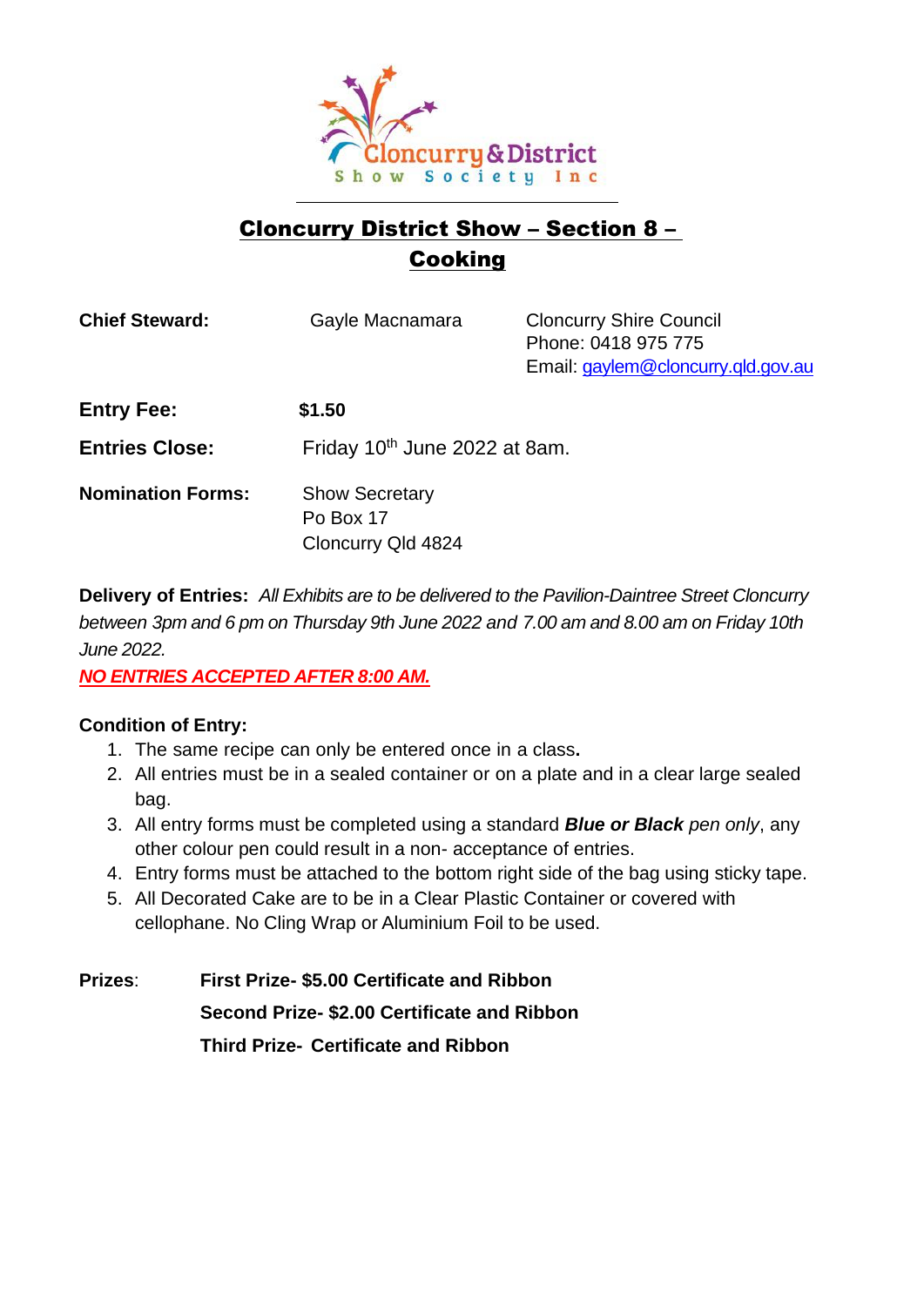Cloncurry & District Show Society Inc

# Cloncurry District Show – Section 8 – Cooking

| | | |
|---|---|---|
| **Chief Steward:** | Gayle Macnamara | Cloncurry Shire Council<br>Phone: 0418 975 775<br>Email: gaylem@cloncurry.qld.gov.au |
| **Entry Fee:** | **$1.50** | |
| **Entries Close:** | Friday 10th June 2022 at 8am. | |
| **Nomination Forms:** | Show Secretary<br>Po Box 17<br>Cloncurry Qld 4824 | |

**Delivery of Entries:** *All Exhibits are to be delivered to the Pavilion-Daintree Street Cloncurry between 3pm and 6 pm on Thursday 9th June 2022 and 7.00 am and 8.00 am on Friday 10th June 2022.*

***NO ENTRIES ACCEPTED AFTER 8:00 AM.***

**Condition of Entry:**

1. The same recipe can only be entered once in a class**.**
2. All entries must be in a sealed container or on a plate and in a clear large sealed bag.
3. All entry forms must be completed using a standard ***Blue or Black*** *pen only*, any other colour pen could result in a non- acceptance of entries.
4. Entry forms must be attached to the bottom right side of the bag using sticky tape.
5. All Decorated Cake are to be in a Clear Plastic Container or covered with cellophane. No Cling Wrap or Aluminium Foil to be used.

**Prizes**: **First Prize- $5.00 Certificate and Ribbon**
**Second Prize- $2.00 Certificate and Ribbon**
**Third Prize- Certificate and Ribbon**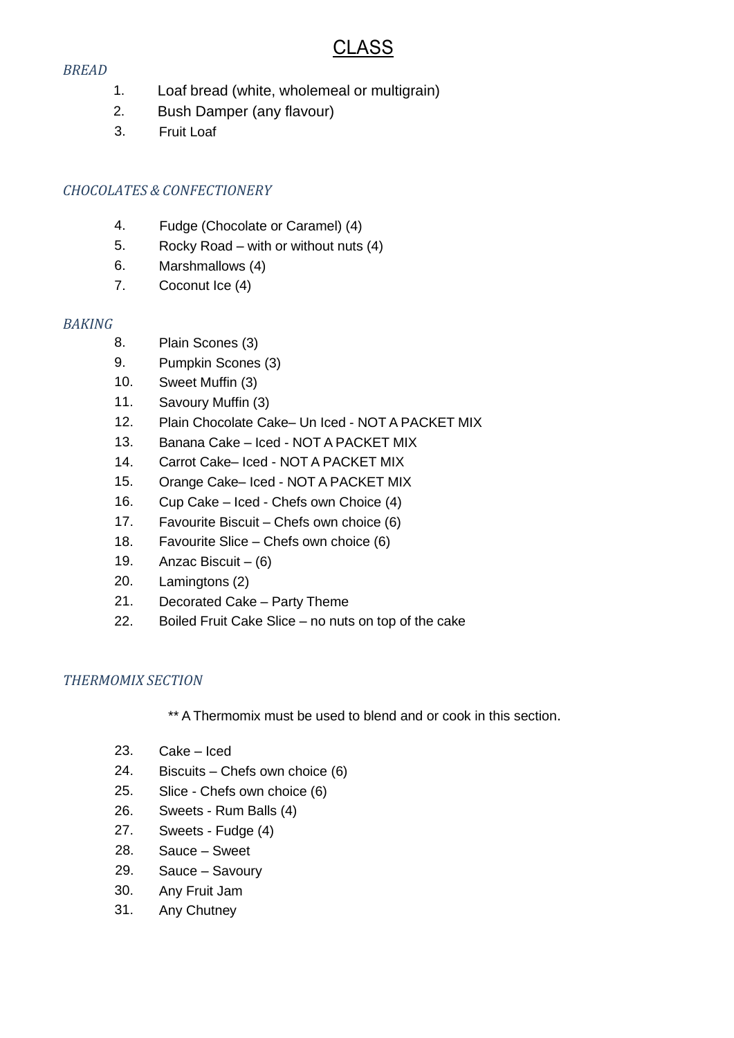# CLASS

*BREAD*

1. Loaf bread (white, wholemeal or multigrain)
2. Bush Damper (any flavour)
3. Fruit Loaf

*CHOCOLATES & CONFECTIONERY*

4. Fudge (Chocolate or Caramel) (4)
5. Rocky Road – with or without nuts (4)
6. Marshmallows (4)
7. Coconut Ice (4)

*BAKING*

8. Plain Scones (3)
9. Pumpkin Scones (3)
10. Sweet Muffin (3)
11. Savoury Muffin (3)
12. Plain Chocolate Cake– Un Iced - NOT A PACKET MIX
13. Banana Cake – Iced - NOT A PACKET MIX
14. Carrot Cake– Iced - NOT A PACKET MIX
15. Orange Cake– Iced - NOT A PACKET MIX
16. Cup Cake – Iced - Chefs own Choice (4)
17. Favourite Biscuit – Chefs own choice (6)
18. Favourite Slice – Chefs own choice (6)
19. Anzac Biscuit – (6)
20. Lamingtons (2)
21. Decorated Cake – Party Theme
22. Boiled Fruit Cake Slice – no nuts on top of the cake

*THERMOMIX SECTION*

** A Thermomix must be used to blend and or cook in this section.

23. Cake – Iced
24. Biscuits – Chefs own choice (6)
25. Slice - Chefs own choice (6)
26. Sweets - Rum Balls (4)
27. Sweets - Fudge (4)
28. Sauce – Sweet
29. Sauce – Savoury
30. Any Fruit Jam
31. Any Chutney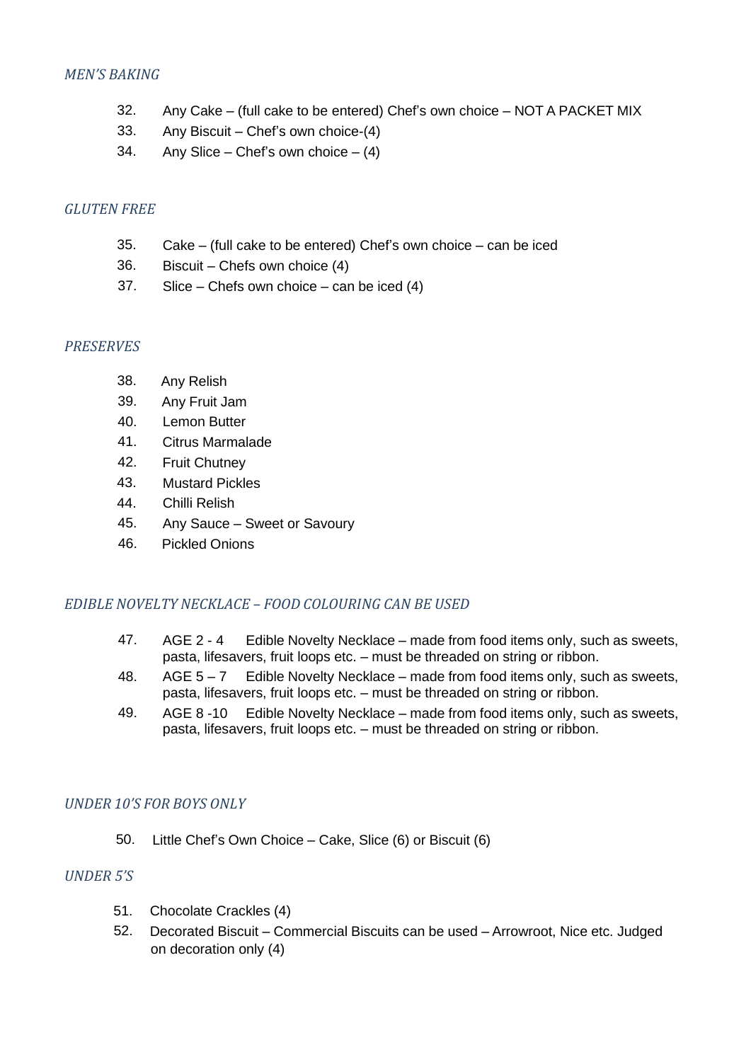### *MEN'S BAKING*

32. Any Cake – (full cake to be entered) Chef's own choice – NOT A PACKET MIX
33. Any Biscuit – Chef's own choice-(4)
34. Any Slice – Chef's own choice – (4)

### *GLUTEN FREE*

35. Cake – (full cake to be entered) Chef's own choice – can be iced
36. Biscuit – Chefs own choice (4)
37. Slice – Chefs own choice – can be iced (4)

### *PRESERVES*

38. Any Relish
39. Any Fruit Jam
40. Lemon Butter
41. Citrus Marmalade
42. Fruit Chutney
43. Mustard Pickles
44. Chilli Relish
45. Any Sauce – Sweet or Savoury
46. Pickled Onions

### *EDIBLE NOVELTY NECKLACE – FOOD COLOURING CAN BE USED*

47. AGE 2 - 4 Edible Novelty Necklace – made from food items only, such as sweets, pasta, lifesavers, fruit loops etc. – must be threaded on string or ribbon.
48. AGE 5 – 7 Edible Novelty Necklace – made from food items only, such as sweets, pasta, lifesavers, fruit loops etc. – must be threaded on string or ribbon.
49. AGE 8 -10 Edible Novelty Necklace – made from food items only, such as sweets, pasta, lifesavers, fruit loops etc. – must be threaded on string or ribbon.

### *UNDER 10'S FOR BOYS ONLY*

50. Little Chef's Own Choice – Cake, Slice (6) or Biscuit (6)

### *UNDER 5'S*

51. Chocolate Crackles (4)
52. Decorated Biscuit – Commercial Biscuits can be used – Arrowroot, Nice etc. Judged on decoration only (4)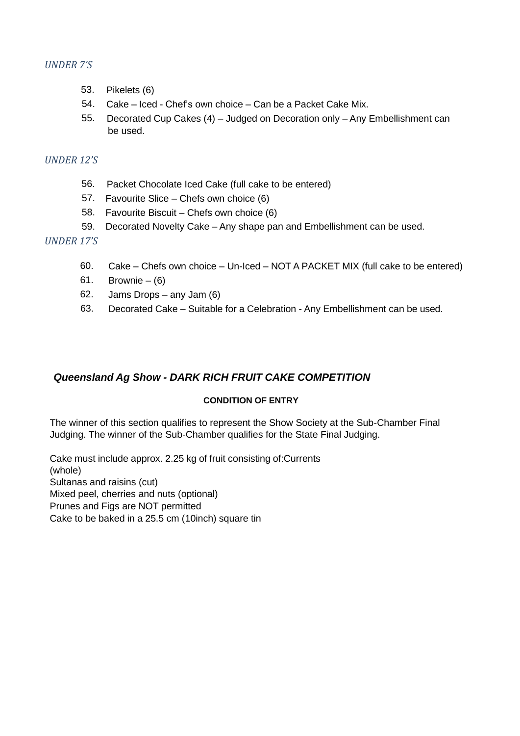*UNDER 7'S*

53. Pikelets (6)
54. Cake – Iced - Chef's own choice – Can be a Packet Cake Mix.
55. Decorated Cup Cakes (4) – Judged on Decoration only – Any Embellishment can be used.

*UNDER 12'S*

56. Packet Chocolate Iced Cake (full cake to be entered)
57. Favourite Slice – Chefs own choice (6)
58. Favourite Biscuit – Chefs own choice (6)
59. Decorated Novelty Cake – Any shape pan and Embellishment can be used.

*UNDER 17'S*

60. Cake – Chefs own choice – Un-Iced – NOT A PACKET MIX (full cake to be entered)
61. Brownie – (6)
62. Jams Drops – any Jam (6)
63. Decorated Cake – Suitable for a Celebration - Any Embellishment can be used.

## *Queensland Ag Show - DARK RICH FRUIT CAKE COMPETITION*

**CONDITION OF ENTRY**

The winner of this section qualifies to represent the Show Society at the Sub-Chamber Final Judging. The winner of the Sub-Chamber qualifies for the State Final Judging.

Cake must include approx. 2.25 kg of fruit consisting of:Currents (whole)
Sultanas and raisins (cut)
Mixed peel, cherries and nuts (optional)
Prunes and Figs are NOT permitted
Cake to be baked in a 25.5 cm (10inch) square tin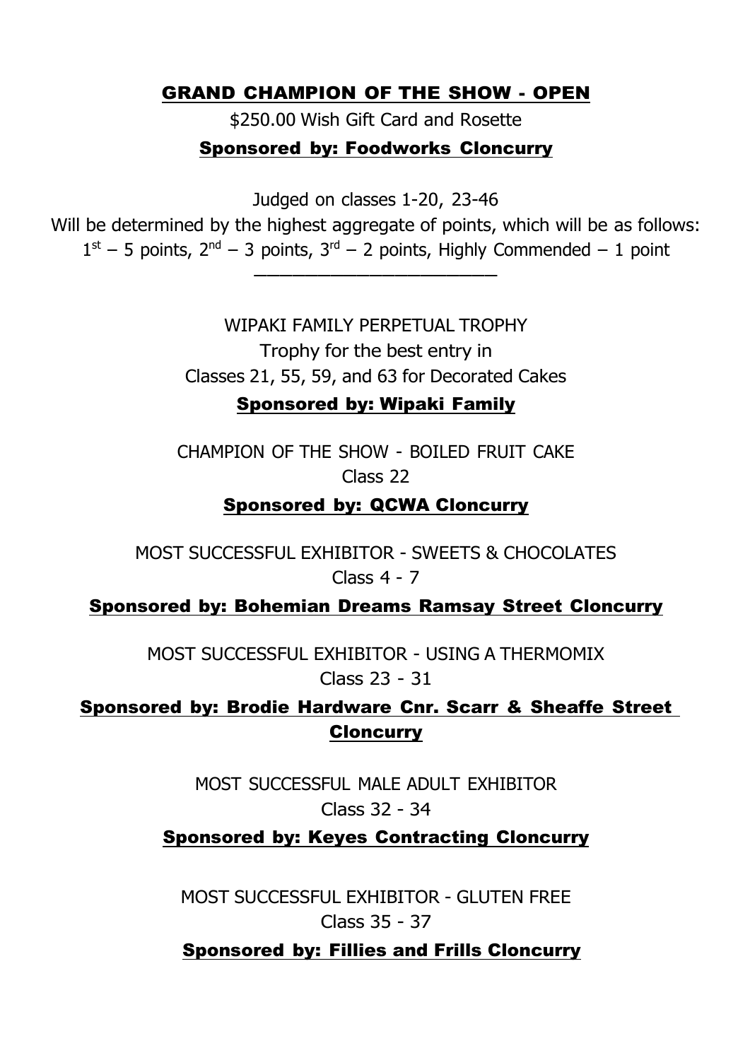## GRAND CHAMPION OF THE SHOW - OPEN

$250.00 Wish Gift Card and Rosette

**Sponsored by: Foodworks Cloncurry**

Judged on classes 1-20, 23-46

Will be determined by the highest aggregate of points, which will be as follows:
1st – 5 points, 2nd – 3 points, 3rd – 2 points, Highly Commended – 1 point

---

WIPAKI FAMILY PERPETUAL TROPHY

Trophy for the best entry in

Classes 21, 55, 59, and 63 for Decorated Cakes

**Sponsored by: Wipaki Family**

CHAMPION OF THE SHOW - BOILED FRUIT CAKE

Class 22

**Sponsored by: QCWA Cloncurry**

MOST SUCCESSFUL EXHIBITOR - SWEETS & CHOCOLATES

Class 4 - 7

**Sponsored by: Bohemian Dreams Ramsay Street Cloncurry**

MOST SUCCESSFUL EXHIBITOR - USING A THERMOMIX

Class 23 - 31

**Sponsored by: Brodie Hardware Cnr. Scarr & Sheaffe Street Cloncurry**

MOST SUCCESSFUL MALE ADULT EXHIBITOR

Class 32 - 34

**Sponsored by: Keyes Contracting Cloncurry**

MOST SUCCESSFUL EXHIBITOR - GLUTEN FREE

Class 35 - 37

**Sponsored by: Fillies and Frills Cloncurry**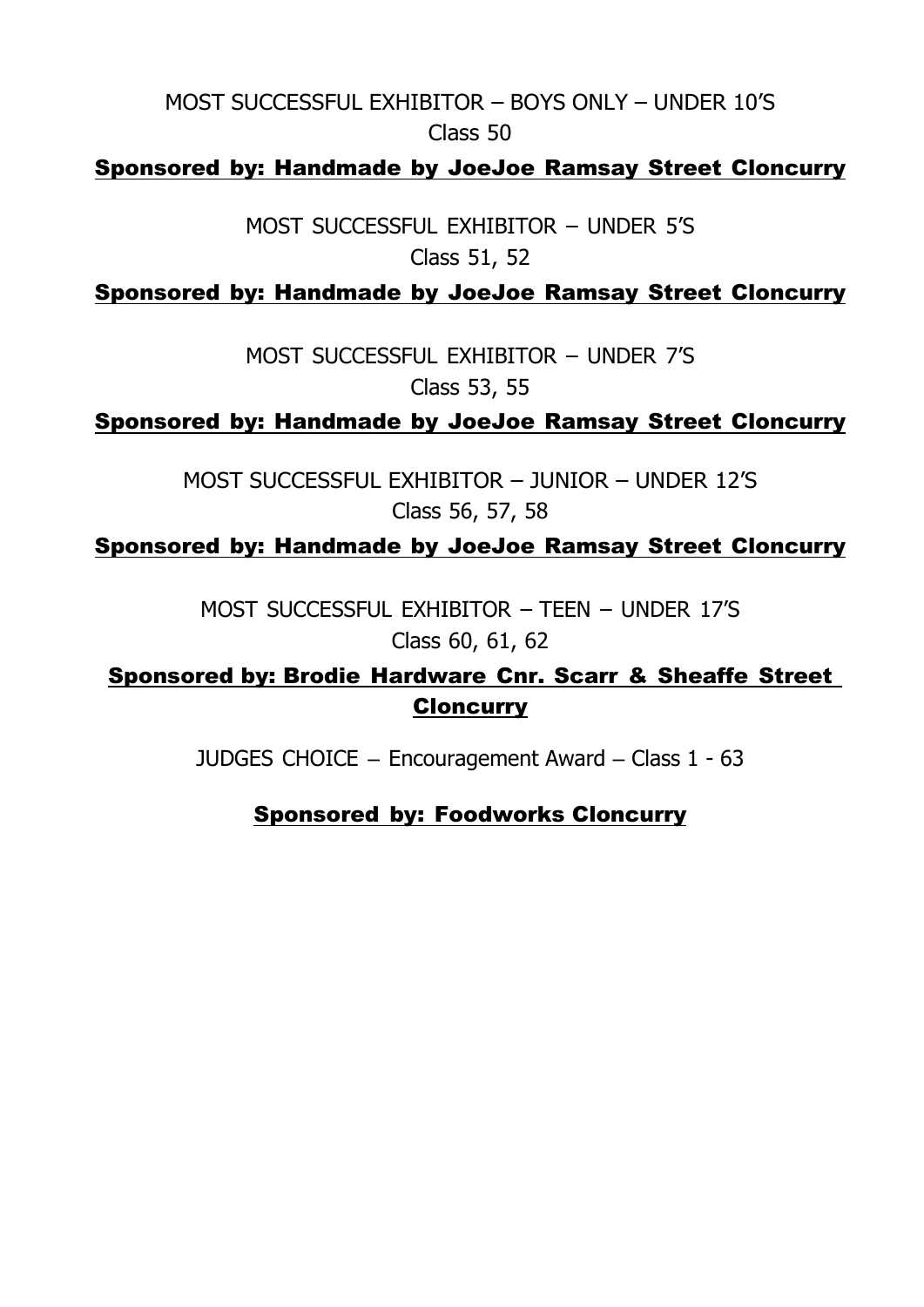MOST SUCCESSFUL EXHIBITOR – BOYS ONLY – UNDER 10'S

Class 50

**Sponsored by: Handmade by JoeJoe Ramsay Street Cloncurry**

MOST SUCCESSFUL EXHIBITOR – UNDER 5'S

Class 51, 52

**Sponsored by: Handmade by JoeJoe Ramsay Street Cloncurry**

MOST SUCCESSFUL EXHIBITOR – UNDER 7'S

Class 53, 55

**Sponsored by: Handmade by JoeJoe Ramsay Street Cloncurry**

MOST SUCCESSFUL EXHIBITOR – JUNIOR – UNDER 12'S

Class 56, 57, 58

**Sponsored by: Handmade by JoeJoe Ramsay Street Cloncurry**

MOST SUCCESSFUL EXHIBITOR – TEEN – UNDER 17'S

Class 60, 61, 62

**Sponsored by: Brodie Hardware Cnr. Scarr & Sheaffe Street Cloncurry**

JUDGES CHOICE – Encouragement Award – Class 1 - 63

**Sponsored by: Foodworks Cloncurry**